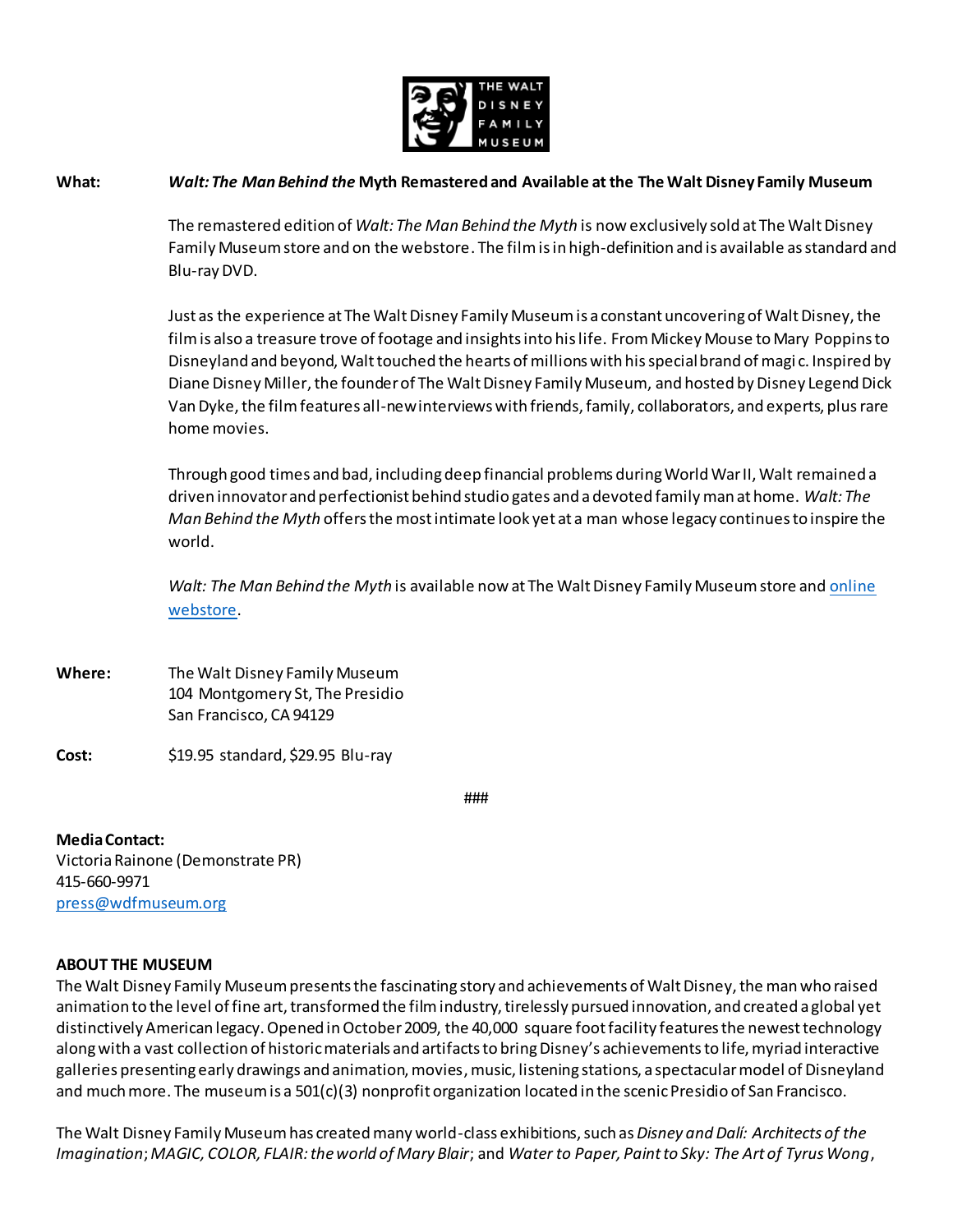THE WALT DISNEY FAMILY MUSEUM

**What:** ***Walt: The Man Behind the*** **Myth Remastered and Available at the The Walt Disney Family Museum**

The remastered edition of *Walt: The Man Behind the Myth* is now exclusively sold at The Walt Disney Family Museum store and on the webstore. The film is in high-definition and is available as standard and Blu-ray DVD.

Just as the experience at The Walt Disney Family Museum is a constant uncovering of Walt Disney, the film is also a treasure trove of footage and insights into his life. From Mickey Mouse to Mary Poppins to Disneyland and beyond, Walt touched the hearts of millions with his special brand of magic. Inspired by Diane Disney Miller, the founder of The Walt Disney Family Museum, and hosted by Disney Legend Dick Van Dyke, the film features all-new interviews with friends, family, collaborators, and experts, plus rare home movies.

Through good times and bad, including deep financial problems during World War II, Walt remained a driven innovator and perfectionist behind studio gates and a devoted family man at home. *Walt: The Man Behind the Myth* offers the most intimate look yet at a man whose legacy continues to inspire the world.

*Walt: The Man Behind the Myth* is available now at The Walt Disney Family Museum store and online webstore.

**Where:** The Walt Disney Family Museum
104 Montgomery St, The Presidio
San Francisco, CA 94129

**Cost:** $19.95 standard, $29.95 Blu-ray

###

**Media Contact:**
Victoria Rainone (Demonstrate PR)
415-660-9971
press@wdfmuseum.org

**ABOUT THE MUSEUM**

The Walt Disney Family Museum presents the fascinating story and achievements of Walt Disney, the man who raised animation to the level of fine art, transformed the film industry, tirelessly pursued innovation, and created a global yet distinctively American legacy. Opened in October 2009, the 40,000 square foot facility features the newest technology along with a vast collection of historic materials and artifacts to bring Disney's achievements to life, myriad interactive galleries presenting early drawings and animation, movies, music, listening stations, a spectacular model of Disneyland and much more. The museum is a 501(c)(3) nonprofit organization located in the scenic Presidio of San Francisco.

The Walt Disney Family Museum has created many world-class exhibitions, such as *Disney and Dalí: Architects of the Imagination*; *MAGIC, COLOR, FLAIR: the world of Mary Blair*; and *Water to Paper, Paint to Sky: The Art of Tyrus Wong*,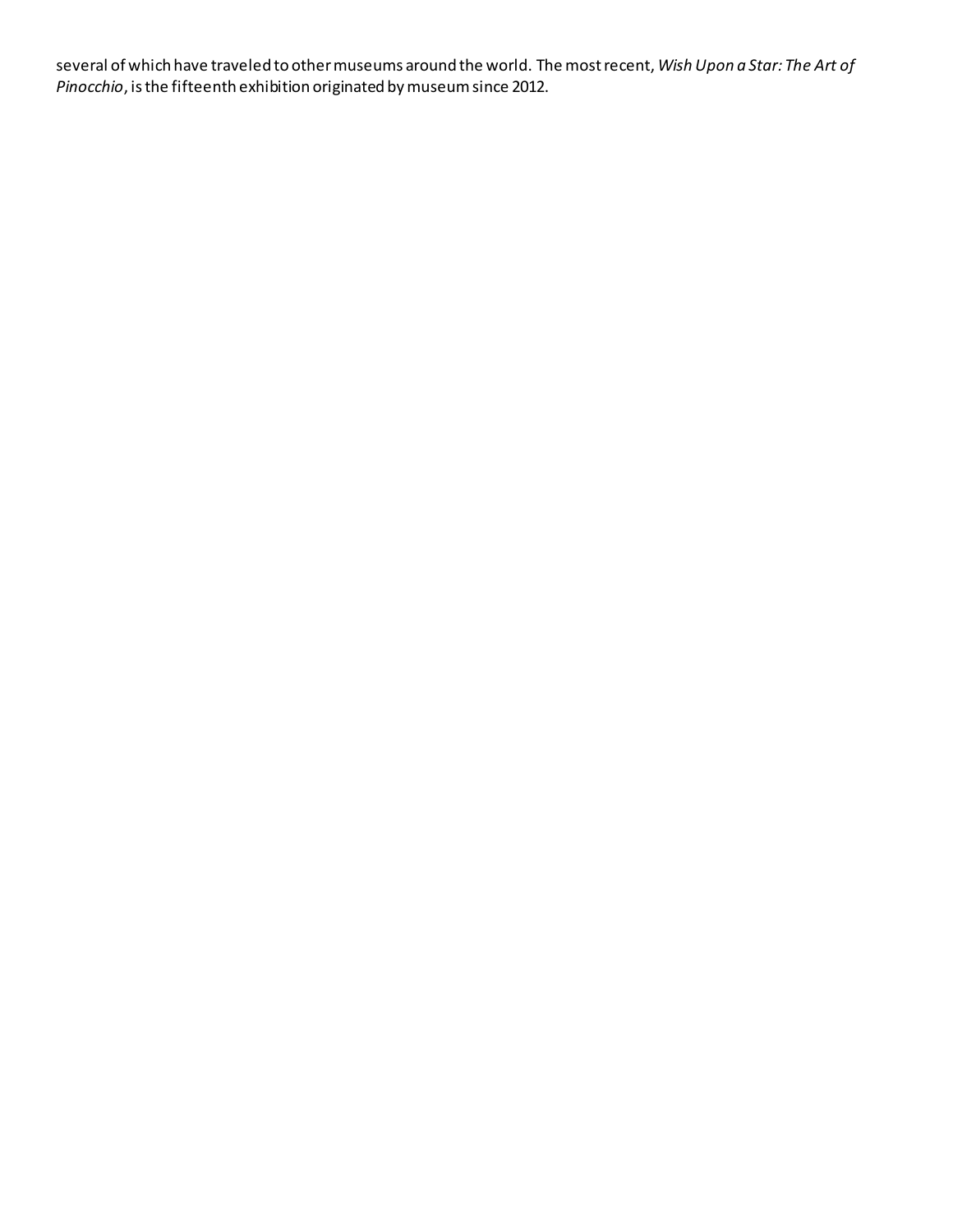several of which have traveled to other museums around the world. The most recent, *Wish Upon a Star: The Art of Pinocchio*, is the fifteenth exhibition originated by museum since 2012.